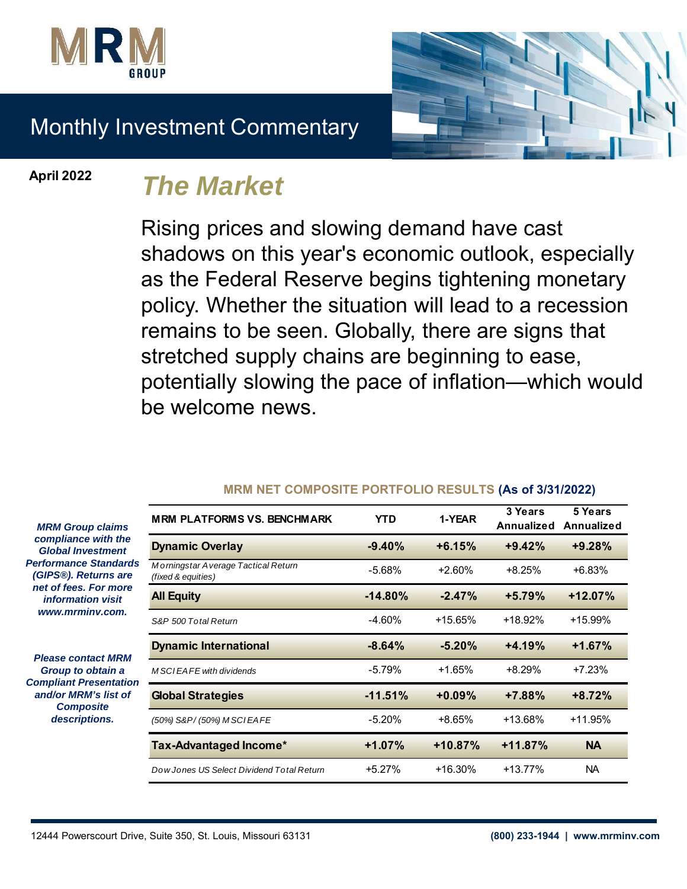MRM GROUP

# Monthly Investment Commentary

**April 2022**

## *The Market*

Rising prices and slowing demand have cast shadows on this year's economic outlook, especially as the Federal Reserve begins tightening monetary policy. Whether the situation will lead to a recession remains to be seen. Globally, there are signs that stretched supply chains are beginning to ease, potentially slowing the pace of inflation—which would be welcome news.

***MRM Group claims compliance with the Global Investment Performance Standards (GIPS®). Returns are net of fees. For more information visit www.mrminv.com.***

***Please contact MRM Group to obtain a Compliant Presentation and/or MRM's list of Composite descriptions.***

**MRM NET COMPOSITE PORTFOLIO RESULTS (As of 3/31/2022)**

| MRM PLATFORMS VS. BENCHMARK | YTD | 1-YEAR | 3 Years Annualized | 5 Years Annualized |
|---|---|---|---|---|
| **Dynamic Overlay** | **-9.40%** | **+6.15%** | **+9.42%** | **+9.28%** |
| *Morningstar Average Tactical Return (fixed & equities)* | -5.68% | +2.60% | +8.25% | +6.83% |
| **All Equity** | **-14.80%** | **-2.47%** | **+5.79%** | **+12.07%** |
| *S&P 500 Total Return* | -4.60% | +15.65% | +18.92% | +15.99% |
| **Dynamic International** | **-8.64%** | **-5.20%** | **+4.19%** | **+1.67%** |
| *MSCI EAFE with dividends* | -5.79% | +1.65% | +8.29% | +7.23% |
| **Global Strategies** | **-11.51%** | **+0.09%** | **+7.88%** | **+8.72%** |
| *(50%) S&P/ (50%) MSCI EAFE* | -5.20% | +8.65% | +13.68% | +11.95% |
| **Tax-Advantaged Income*** | **+1.07%** | **+10.87%** | **+11.87%** | **NA** |
| *Dow Jones US Select Dividend Total Return* | +5.27% | +16.30% | +13.77% | NA |

12444 Powerscourt Drive, Suite 350, St. Louis, Missouri 63131 | (800) 233-1944 | www.mrminv.com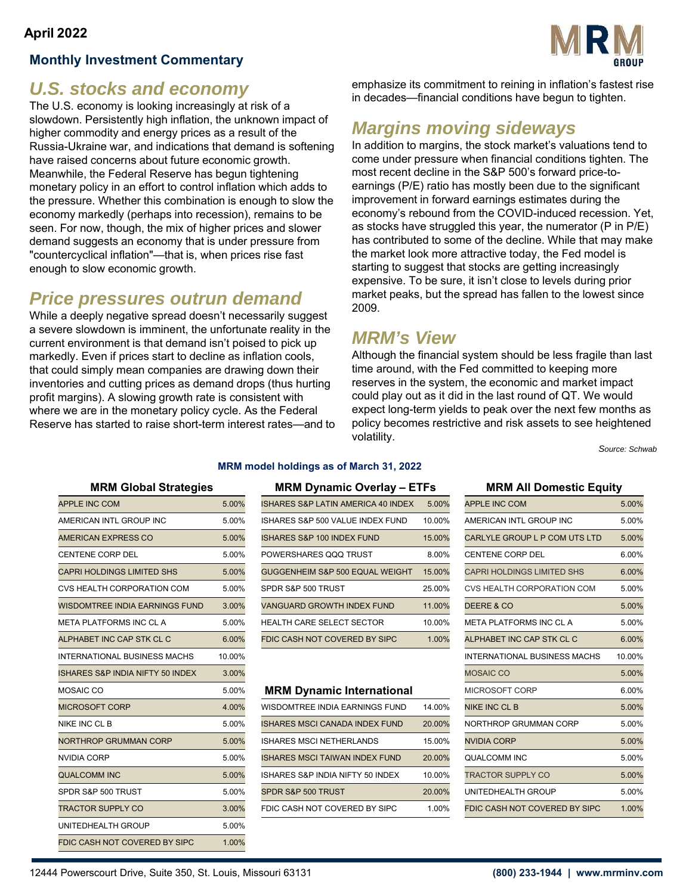April 2022

**Monthly Investment Commentary**

## U.S. stocks and economy

The U.S. economy is looking increasingly at risk of a slowdown. Persistently high inflation, the unknown impact of higher commodity and energy prices as a result of the Russia-Ukraine war, and indications that demand is softening have raised concerns about future economic growth. Meanwhile, the Federal Reserve has begun tightening monetary policy in an effort to control inflation which adds to the pressure. Whether this combination is enough to slow the economy markedly (perhaps into recession), remains to be seen. For now, though, the mix of higher prices and slower demand suggests an economy that is under pressure from "countercyclical inflation"—that is, when prices rise fast enough to slow economic growth.

## Price pressures outrun demand

While a deeply negative spread doesn't necessarily suggest a severe slowdown is imminent, the unfortunate reality in the current environment is that demand isn't poised to pick up markedly. Even if prices start to decline as inflation cools, that could simply mean companies are drawing down their inventories and cutting prices as demand drops (thus hurting profit margins). A slowing growth rate is consistent with where we are in the monetary policy cycle. As the Federal Reserve has started to raise short-term interest rates—and to emphasize its commitment to reining in inflation's fastest rise in decades—financial conditions have begun to tighten.

## Margins moving sideways

In addition to margins, the stock market's valuations tend to come under pressure when financial conditions tighten. The most recent decline in the S&P 500's forward price-to-earnings (P/E) ratio has mostly been due to the significant improvement in forward earnings estimates during the economy's rebound from the COVID-induced recession. Yet, as stocks have struggled this year, the numerator (P in P/E) has contributed to some of the decline. While that may make the market look more attractive today, the Fed model is starting to suggest that stocks are getting increasingly expensive. To be sure, it isn't close to levels during prior market peaks, but the spread has fallen to the lowest since 2009.

## MRM's View

Although the financial system should be less fragile than last time around, with the Fed committed to keeping more reserves in the system, the economic and market impact could play out as it did in the last round of QT. We would expect long-term yields to peak over the next few months as policy becomes restrictive and risk assets to see heightened volatility.

*Source: Schwab*

**MRM model holdings as of March 31, 2022**

**MRM Global Strategies**

| Holding | Weight |
|---|---|
| APPLE INC COM | 5.00% |
| AMERICAN INTL GROUP INC | 5.00% |
| AMERICAN EXPRESS CO | 5.00% |
| CENTENE CORP DEL | 5.00% |
| CAPRI HOLDINGS LIMITED SHS | 5.00% |
| CVS HEALTH CORPORATION COM | 5.00% |
| WISDOMTREE INDIA EARNINGS FUND | 3.00% |
| META PLATFORMS INC CL A | 5.00% |
| ALPHABET INC CAP STK CL C | 6.00% |
| INTERNATIONAL BUSINESS MACHS | 10.00% |
| ISHARES S&P INDIA NIFTY 50 INDEX | 3.00% |
| MOSAIC CO | 5.00% |
| MICROSOFT CORP | 4.00% |
| NIKE INC CL B | 5.00% |
| NORTHROP GRUMMAN CORP | 5.00% |
| NVIDIA CORP | 5.00% |
| QUALCOMM INC | 5.00% |
| SPDR S&P 500 TRUST | 5.00% |
| TRACTOR SUPPLY CO | 3.00% |
| UNITEDHEALTH GROUP | 5.00% |
| FDIC CASH NOT COVERED BY SIPC | 1.00% |

**MRM Dynamic Overlay – ETFs**

| Holding | Weight |
|---|---|
| ISHARES S&P LATIN AMERICA 40 INDEX | 5.00% |
| ISHARES S&P 500 VALUE INDEX FUND | 10.00% |
| ISHARES S&P 100 INDEX FUND | 15.00% |
| POWERSHARES QQQ TRUST | 8.00% |
| GUGGENHEIM S&P 500 EQUAL WEIGHT | 15.00% |
| SPDR S&P 500 TRUST | 25.00% |
| VANGUARD GROWTH INDEX FUND | 11.00% |
| HEALTH CARE SELECT SECTOR | 10.00% |
| FDIC CASH NOT COVERED BY SIPC | 1.00% |

**MRM Dynamic International**

| Holding | Weight |
|---|---|
| WISDOMTREE INDIA EARNINGS FUND | 14.00% |
| ISHARES MSCI CANADA INDEX FUND | 20.00% |
| ISHARES MSCI NETHERLANDS | 15.00% |
| ISHARES MSCI TAIWAN INDEX FUND | 20.00% |
| ISHARES S&P INDIA NIFTY 50 INDEX | 10.00% |
| SPDR S&P 500 TRUST | 20.00% |
| FDIC CASH NOT COVERED BY SIPC | 1.00% |

**MRM All Domestic Equity**

| Holding | Weight |
|---|---|
| APPLE INC COM | 5.00% |
| AMERICAN INTL GROUP INC | 5.00% |
| CARLYLE GROUP L P COM UTS LTD | 5.00% |
| CENTENE CORP DEL | 6.00% |
| CAPRI HOLDINGS LIMITED SHS | 6.00% |
| CVS HEALTH CORPORATION COM | 5.00% |
| DEERE & CO | 5.00% |
| META PLATFORMS INC CL A | 5.00% |
| ALPHABET INC CAP STK CL C | 6.00% |
| INTERNATIONAL BUSINESS MACHS | 10.00% |
| MOSAIC CO | 5.00% |
| MICROSOFT CORP | 6.00% |
| NIKE INC CL B | 5.00% |
| NORTHROP GRUMMAN CORP | 5.00% |
| NVIDIA CORP | 5.00% |
| QUALCOMM INC | 5.00% |
| TRACTOR SUPPLY CO | 5.00% |
| UNITEDHEALTH GROUP | 5.00% |
| FDIC CASH NOT COVERED BY SIPC | 1.00% |

12444 Powerscourt Drive, Suite 350, St. Louis, Missouri 63131 | (800) 233-1944 | www.mrminv.com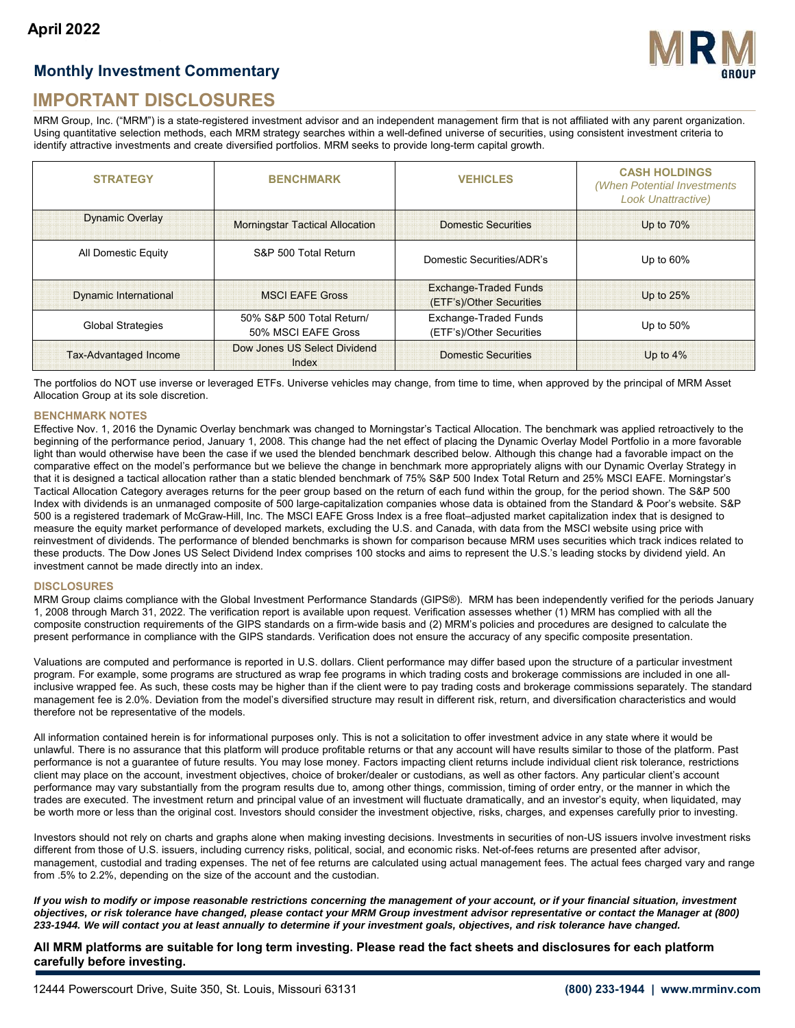April 2022

## Monthly Investment Commentary

# IMPORTANT DISCLOSURES

MRM Group, Inc. ("MRM") is a state-registered investment advisor and an independent management firm that is not affiliated with any parent organization. Using quantitative selection methods, each MRM strategy searches within a well-defined universe of securities, using consistent investment criteria to identify attractive investments and create diversified portfolios. MRM seeks to provide long-term capital growth.

| STRATEGY | BENCHMARK | VEHICLES | CASH HOLDINGS *(When Potential Investments Look Unattractive)* |
|---|---|---|---|
| Dynamic Overlay | Morningstar Tactical Allocation | Domestic Securities | Up to 70% |
| All Domestic Equity | S&P 500 Total Return | Domestic Securities/ADR's | Up to 60% |
| Dynamic International | MSCI EAFE Gross | Exchange-Traded Funds (ETF's)/Other Securities | Up to 25% |
| Global Strategies | 50% S&P 500 Total Return/ 50% MSCI EAFE Gross | Exchange-Traded Funds (ETF's)/Other Securities | Up to 50% |
| Tax-Advantaged Income | Dow Jones US Select Dividend Index | Domestic Securities | Up to 4% |

The portfolios do NOT use inverse or leveraged ETFs. Universe vehicles may change, from time to time, when approved by the principal of MRM Asset Allocation Group at its sole discretion.

### BENCHMARK NOTES

Effective Nov. 1, 2016 the Dynamic Overlay benchmark was changed to Morningstar's Tactical Allocation. The benchmark was applied retroactively to the beginning of the performance period, January 1, 2008. This change had the net effect of placing the Dynamic Overlay Model Portfolio in a more favorable light than would otherwise have been the case if we used the blended benchmark described below. Although this change had a favorable impact on the comparative effect on the model's performance but we believe the change in benchmark more appropriately aligns with our Dynamic Overlay Strategy in that it is designed a tactical allocation rather than a static blended benchmark of 75% S&P 500 Index Total Return and 25% MSCI EAFE. Morningstar's Tactical Allocation Category averages returns for the peer group based on the return of each fund within the group, for the period shown. The S&P 500 Index with dividends is an unmanaged composite of 500 large-capitalization companies whose data is obtained from the Standard & Poor's website. S&P 500 is a registered trademark of McGraw-Hill, Inc. The MSCI EAFE Gross Index is a free float–adjusted market capitalization index that is designed to measure the equity market performance of developed markets, excluding the U.S. and Canada, with data from the MSCI website using price with reinvestment of dividends. The performance of blended benchmarks is shown for comparison because MRM uses securities which track indices related to these products. The Dow Jones US Select Dividend Index comprises 100 stocks and aims to represent the U.S.'s leading stocks by dividend yield. An investment cannot be made directly into an index.

### DISCLOSURES

MRM Group claims compliance with the Global Investment Performance Standards (GIPS®). MRM has been independently verified for the periods January 1, 2008 through March 31, 2022. The verification report is available upon request. Verification assesses whether (1) MRM has complied with all the composite construction requirements of the GIPS standards on a firm-wide basis and (2) MRM's policies and procedures are designed to calculate the present performance in compliance with the GIPS standards. Verification does not ensure the accuracy of any specific composite presentation.

Valuations are computed and performance is reported in U.S. dollars. Client performance may differ based upon the structure of a particular investment program. For example, some programs are structured as wrap fee programs in which trading costs and brokerage commissions are included in one all-inclusive wrapped fee. As such, these costs may be higher than if the client were to pay trading costs and brokerage commissions separately. The standard management fee is 2.0%. Deviation from the model's diversified structure may result in different risk, return, and diversification characteristics and would therefore not be representative of the models.

All information contained herein is for informational purposes only. This is not a solicitation to offer investment advice in any state where it would be unlawful. There is no assurance that this platform will produce profitable returns or that any account will have results similar to those of the platform. Past performance is not a guarantee of future results. You may lose money. Factors impacting client returns include individual client risk tolerance, restrictions client may place on the account, investment objectives, choice of broker/dealer or custodians, as well as other factors. Any particular client's account performance may vary substantially from the program results due to, among other things, commission, timing of order entry, or the manner in which the trades are executed. The investment return and principal value of an investment will fluctuate dramatically, and an investor's equity, when liquidated, may be worth more or less than the original cost. Investors should consider the investment objective, risks, charges, and expenses carefully prior to investing.

Investors should not rely on charts and graphs alone when making investing decisions. Investments in securities of non-US issuers involve investment risks different from those of U.S. issuers, including currency risks, political, social, and economic risks. Net-of-fees returns are presented after advisor, management, custodial and trading expenses. The net of fee returns are calculated using actual management fees. The actual fees charged vary and range from .5% to 2.2%, depending on the size of the account and the custodian.

***If you wish to modify or impose reasonable restrictions concerning the management of your account, or if your financial situation, investment objectives, or risk tolerance have changed, please contact your MRM Group investment advisor representative or contact the Manager at (800) 233-1944. We will contact you at least annually to determine if your investment goals, objectives, and risk tolerance have changed.***

**All MRM platforms are suitable for long term investing. Please read the fact sheets and disclosures for each platform carefully before investing.**

12444 Powerscourt Drive, Suite 350, St. Louis, Missouri 63131 **(800) 233-1944 | www.mrminv.com**